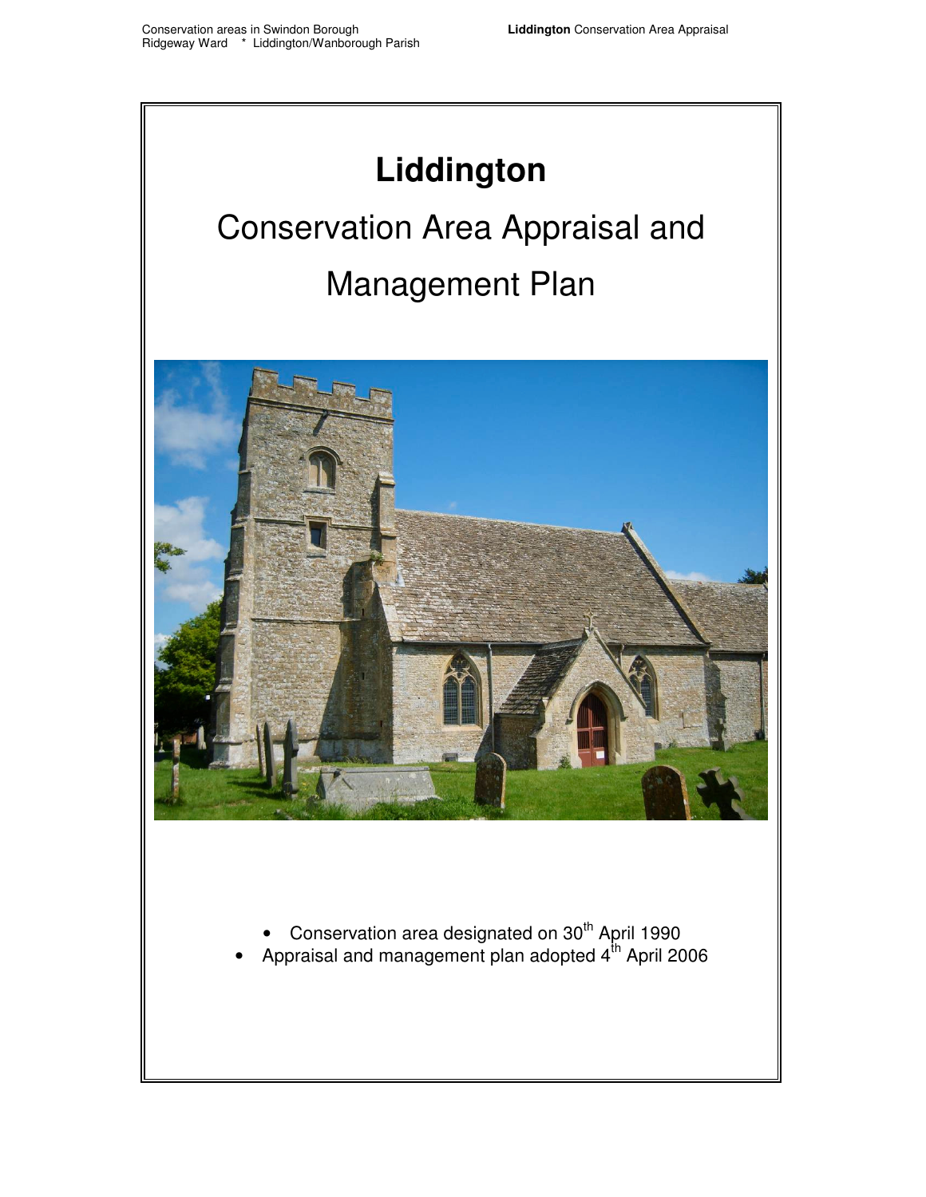# Liddington

## Conservation Area Appraisal and Management Plan

- Conservation area designated on 30th April 1990
- Appraisal and management plan adopted 4th April 2006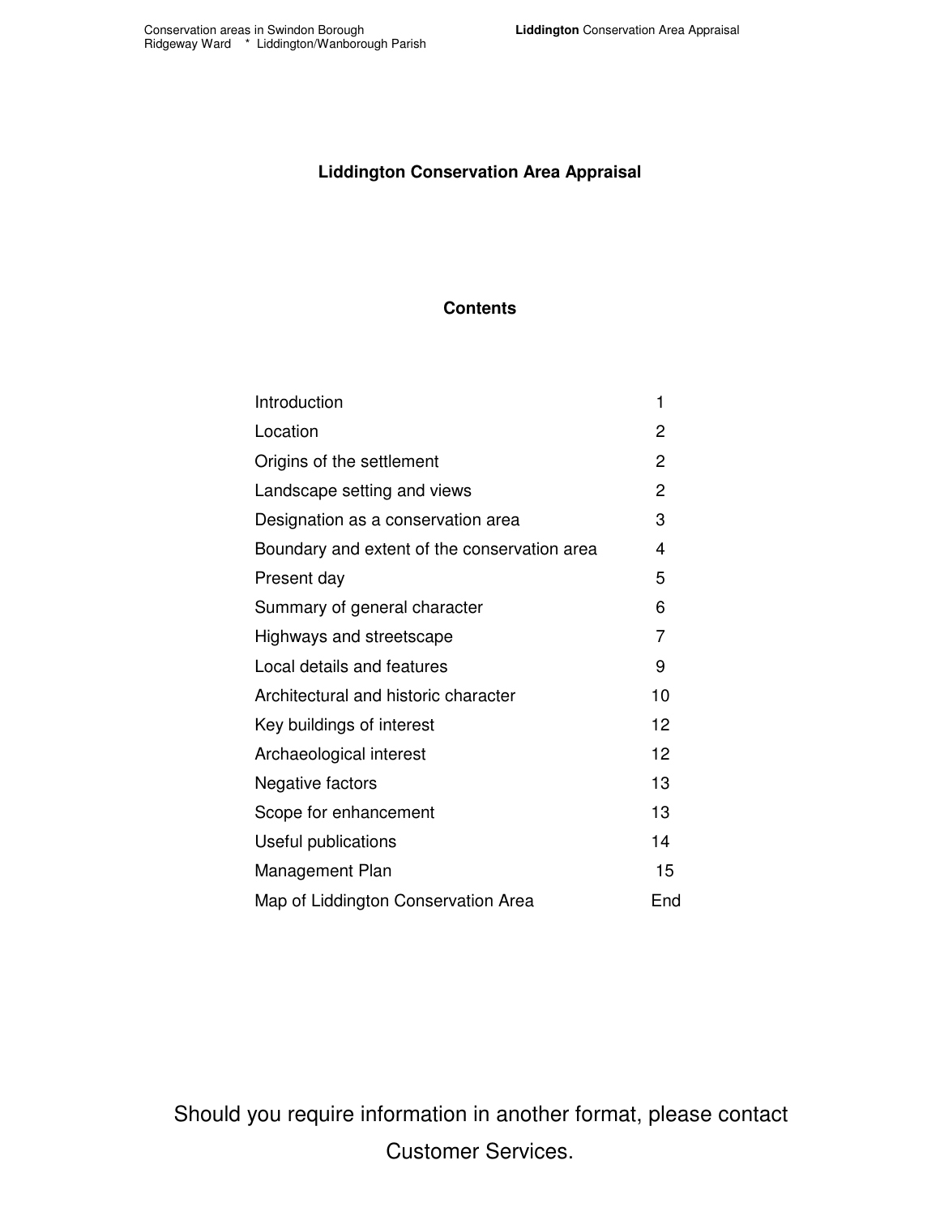# Liddington Conservation Area Appraisal

## Contents

| | |
|---|---|
| Introduction | 1 |
| Location | 2 |
| Origins of the settlement | 2 |
| Landscape setting and views | 2 |
| Designation as a conservation area | 3 |
| Boundary and extent of the conservation area | 4 |
| Present day | 5 |
| Summary of general character | 6 |
| Highways and streetscape | 7 |
| Local details and features | 9 |
| Architectural and historic character | 10 |
| Key buildings of interest | 12 |
| Archaeological interest | 12 |
| Negative factors | 13 |
| Scope for enhancement | 13 |
| Useful publications | 14 |
| Management Plan | 15 |
| Map of Liddington Conservation Area | End |

Should you require information in another format, please contact Customer Services.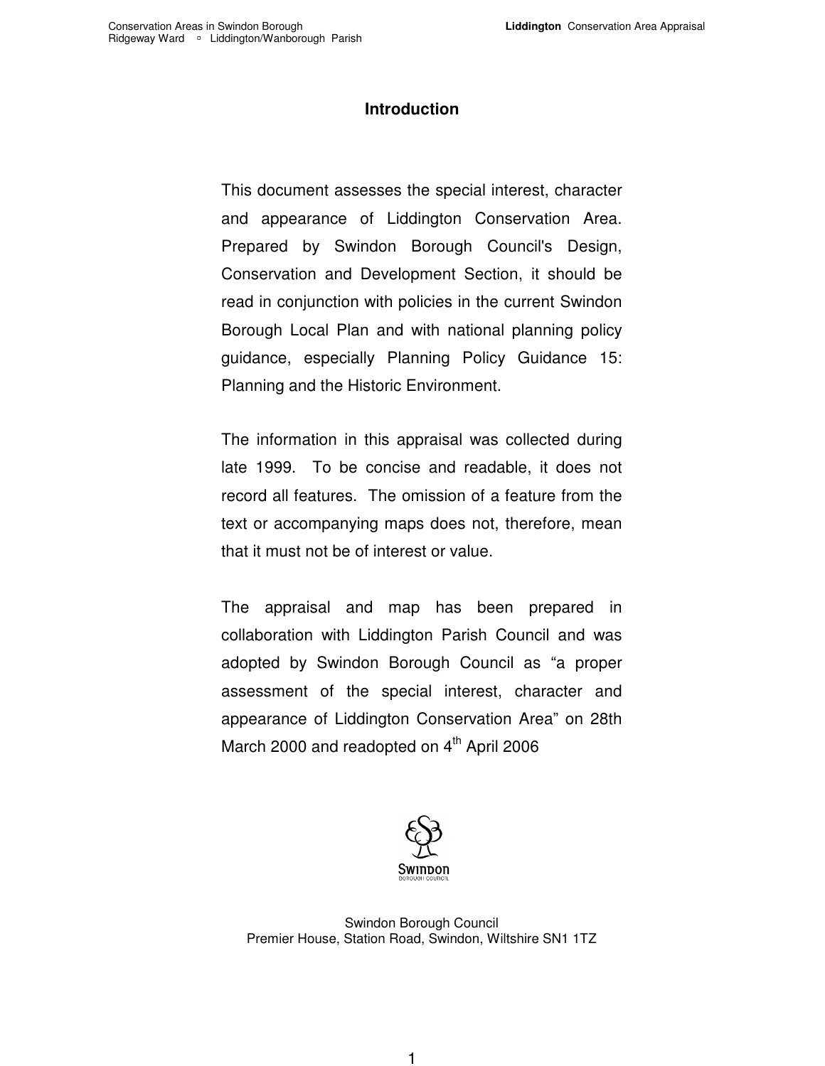# Introduction

This document assesses the special interest, character and appearance of Liddington Conservation Area. Prepared by Swindon Borough Council's Design, Conservation and Development Section, it should be read in conjunction with policies in the current Swindon Borough Local Plan and with national planning policy guidance, especially Planning Policy Guidance 15: Planning and the Historic Environment.

The information in this appraisal was collected during late 1999. To be concise and readable, it does not record all features. The omission of a feature from the text or accompanying maps does not, therefore, mean that it must not be of interest or value.

The appraisal and map has been prepared in collaboration with Liddington Parish Council and was adopted by Swindon Borough Council as "a proper assessment of the special interest, character and appearance of Liddington Conservation Area" on 28th March 2000 and readopted on 4th April 2006

Swindon Borough Council
Premier House, Station Road, Swindon, Wiltshire SN1 1TZ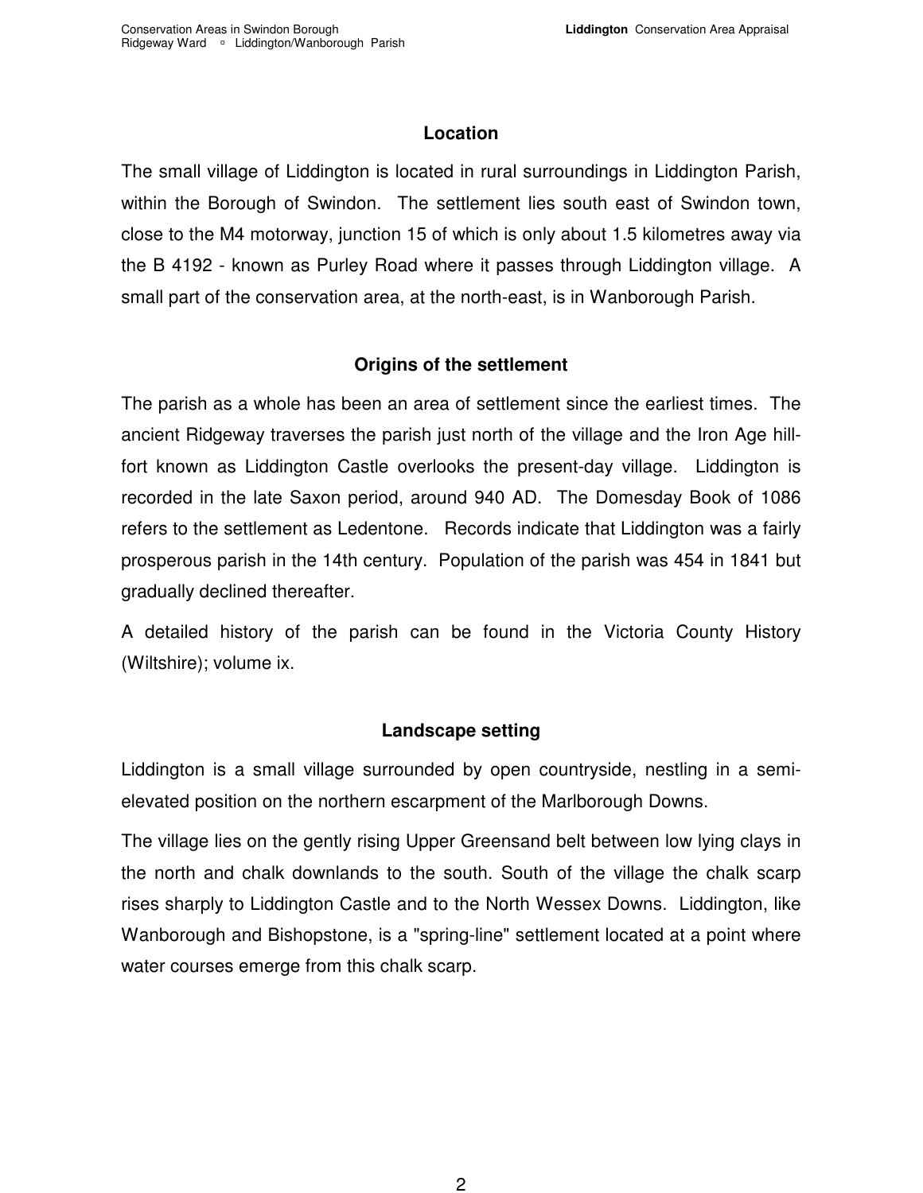## Location

The small village of Liddington is located in rural surroundings in Liddington Parish, within the Borough of Swindon. The settlement lies south east of Swindon town, close to the M4 motorway, junction 15 of which is only about 1.5 kilometres away via the B 4192 - known as Purley Road where it passes through Liddington village. A small part of the conservation area, at the north-east, is in Wanborough Parish.

## Origins of the settlement

The parish as a whole has been an area of settlement since the earliest times. The ancient Ridgeway traverses the parish just north of the village and the Iron Age hill-fort known as Liddington Castle overlooks the present-day village. Liddington is recorded in the late Saxon period, around 940 AD. The Domesday Book of 1086 refers to the settlement as Ledentone. Records indicate that Liddington was a fairly prosperous parish in the 14th century. Population of the parish was 454 in 1841 but gradually declined thereafter.

A detailed history of the parish can be found in the Victoria County History (Wiltshire); volume ix.

## Landscape setting

Liddington is a small village surrounded by open countryside, nestling in a semi-elevated position on the northern escarpment of the Marlborough Downs.

The village lies on the gently rising Upper Greensand belt between low lying clays in the north and chalk downlands to the south. South of the village the chalk scarp rises sharply to Liddington Castle and to the North Wessex Downs. Liddington, like Wanborough and Bishopstone, is a "spring-line" settlement located at a point where water courses emerge from this chalk scarp.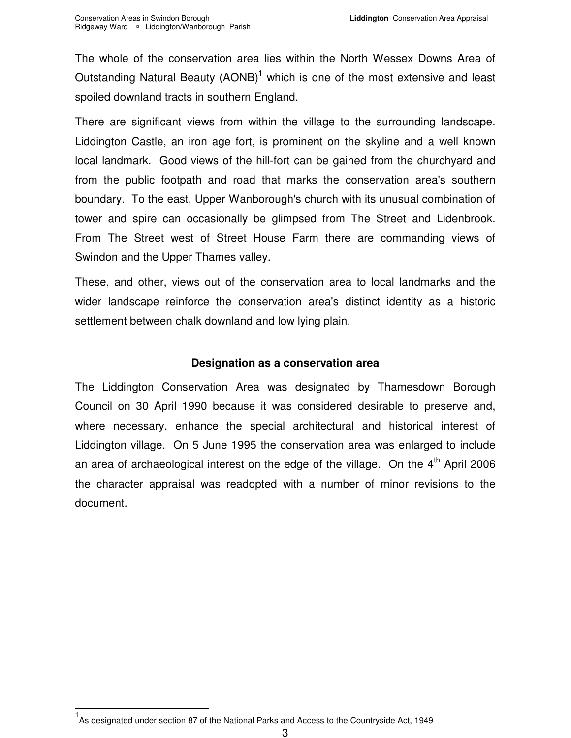The whole of the conservation area lies within the North Wessex Downs Area of Outstanding Natural Beauty (AONB)[1] which is one of the most extensive and least spoiled downland tracts in southern England.

There are significant views from within the village to the surrounding landscape. Liddington Castle, an iron age fort, is prominent on the skyline and a well known local landmark. Good views of the hill-fort can be gained from the churchyard and from the public footpath and road that marks the conservation area's southern boundary. To the east, Upper Wanborough's church with its unusual combination of tower and spire can occasionally be glimpsed from The Street and Lidenbrook. From The Street west of Street House Farm there are commanding views of Swindon and the Upper Thames valley.

These, and other, views out of the conservation area to local landmarks and the wider landscape reinforce the conservation area's distinct identity as a historic settlement between chalk downland and low lying plain.

## Designation as a conservation area

The Liddington Conservation Area was designated by Thamesdown Borough Council on 30 April 1990 because it was considered desirable to preserve and, where necessary, enhance the special architectural and historical interest of Liddington village. On 5 June 1995 the conservation area was enlarged to include an area of archaeological interest on the edge of the village. On the 4th April 2006 the character appraisal was readopted with a number of minor revisions to the document.

---

[1] As designated under section 87 of the National Parks and Access to the Countryside Act, 1949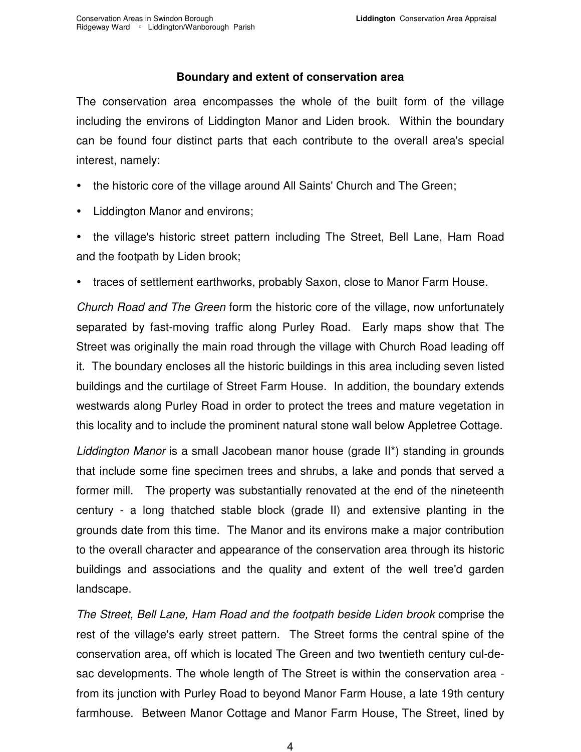## Boundary and extent of conservation area

The conservation area encompasses the whole of the built form of the village including the environs of Liddington Manor and Liden brook. Within the boundary can be found four distinct parts that each contribute to the overall area's special interest, namely:

- the historic core of the village around All Saints' Church and The Green;
- Liddington Manor and environs;
- the village's historic street pattern including The Street, Bell Lane, Ham Road and the footpath by Liden brook;
- traces of settlement earthworks, probably Saxon, close to Manor Farm House.

*Church Road and The Green* form the historic core of the village, now unfortunately separated by fast-moving traffic along Purley Road. Early maps show that The Street was originally the main road through the village with Church Road leading off it. The boundary encloses all the historic buildings in this area including seven listed buildings and the curtilage of Street Farm House. In addition, the boundary extends westwards along Purley Road in order to protect the trees and mature vegetation in this locality and to include the prominent natural stone wall below Appletree Cottage.

*Liddington Manor* is a small Jacobean manor house (grade II*) standing in grounds that include some fine specimen trees and shrubs, a lake and ponds that served a former mill. The property was substantially renovated at the end of the nineteenth century - a long thatched stable block (grade II) and extensive planting in the grounds date from this time. The Manor and its environs make a major contribution to the overall character and appearance of the conservation area through its historic buildings and associations and the quality and extent of the well tree'd garden landscape.

*The Street, Bell Lane, Ham Road and the footpath beside Liden brook* comprise the rest of the village's early street pattern. The Street forms the central spine of the conservation area, off which is located The Green and two twentieth century cul-de-sac developments. The whole length of The Street is within the conservation area - from its junction with Purley Road to beyond Manor Farm House, a late 19th century farmhouse. Between Manor Cottage and Manor Farm House, The Street, lined by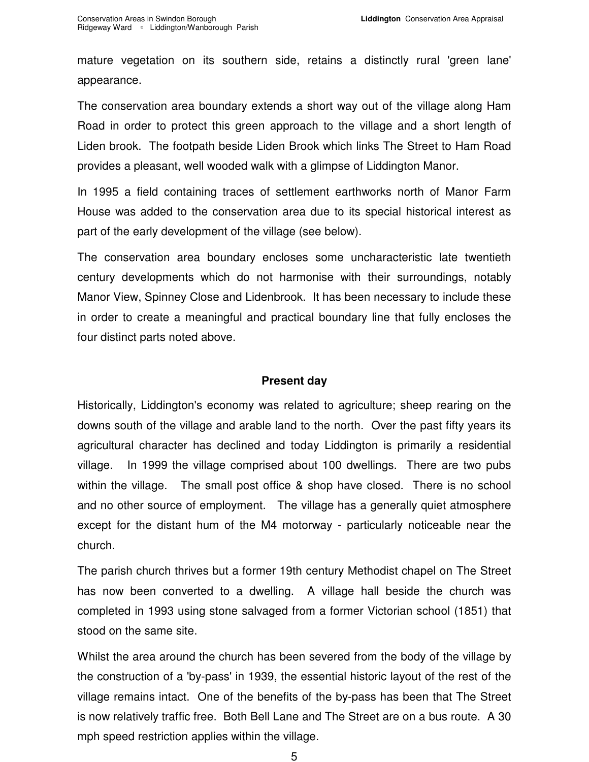mature vegetation on its southern side, retains a distinctly rural 'green lane' appearance.

The conservation area boundary extends a short way out of the village along Ham Road in order to protect this green approach to the village and a short length of Liden brook. The footpath beside Liden Brook which links The Street to Ham Road provides a pleasant, well wooded walk with a glimpse of Liddington Manor.

In 1995 a field containing traces of settlement earthworks north of Manor Farm House was added to the conservation area due to its special historical interest as part of the early development of the village (see below).

The conservation area boundary encloses some uncharacteristic late twentieth century developments which do not harmonise with their surroundings, notably Manor View, Spinney Close and Lidenbrook. It has been necessary to include these in order to create a meaningful and practical boundary line that fully encloses the four distinct parts noted above.

## Present day

Historically, Liddington's economy was related to agriculture; sheep rearing on the downs south of the village and arable land to the north. Over the past fifty years its agricultural character has declined and today Liddington is primarily a residential village. In 1999 the village comprised about 100 dwellings. There are two pubs within the village. The small post office & shop have closed. There is no school and no other source of employment. The village has a generally quiet atmosphere except for the distant hum of the M4 motorway - particularly noticeable near the church.

The parish church thrives but a former 19th century Methodist chapel on The Street has now been converted to a dwelling. A village hall beside the church was completed in 1993 using stone salvaged from a former Victorian school (1851) that stood on the same site.

Whilst the area around the church has been severed from the body of the village by the construction of a 'by-pass' in 1939, the essential historic layout of the rest of the village remains intact. One of the benefits of the by-pass has been that The Street is now relatively traffic free. Both Bell Lane and The Street are on a bus route. A 30 mph speed restriction applies within the village.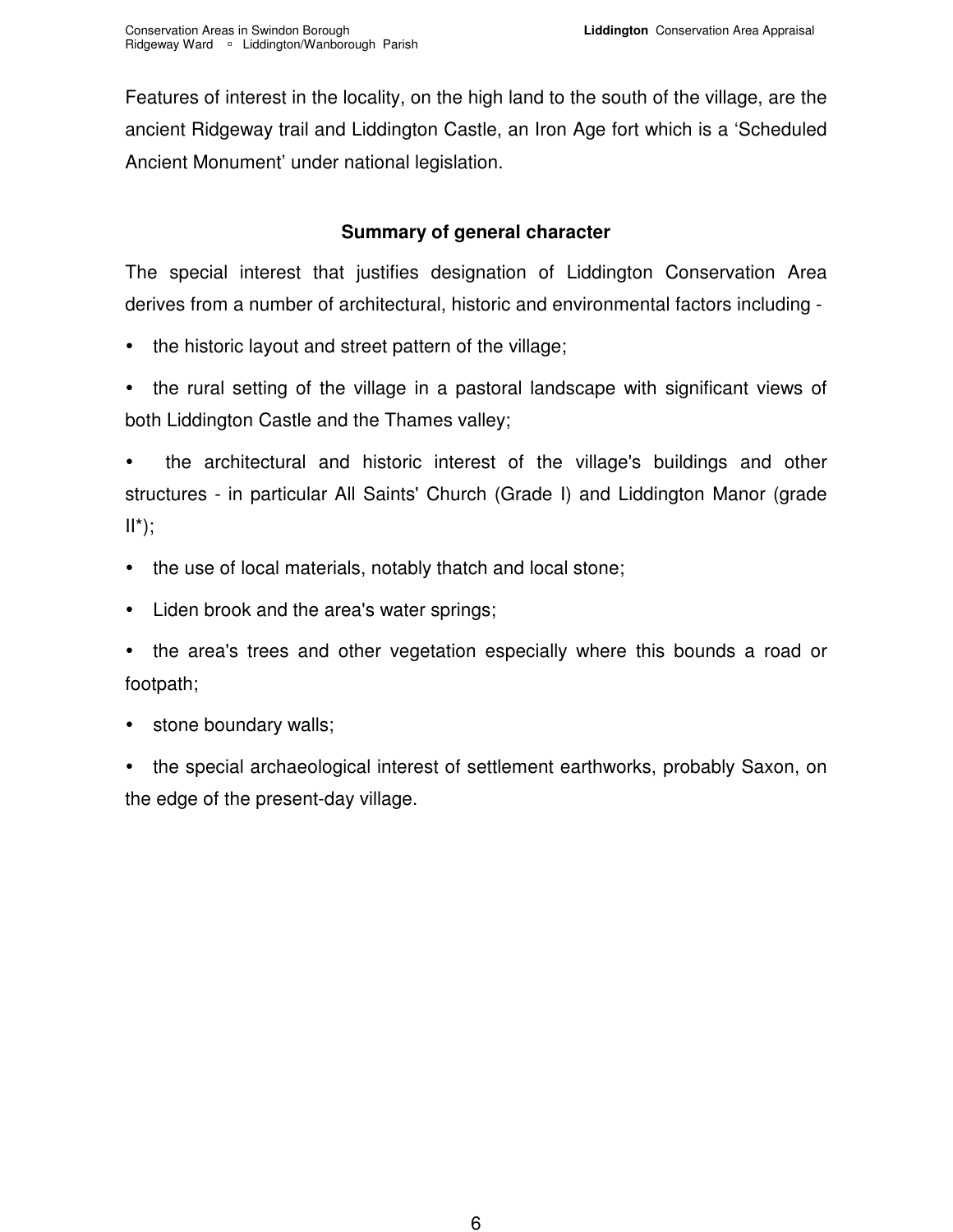Features of interest in the locality, on the high land to the south of the village, are the ancient Ridgeway trail and Liddington Castle, an Iron Age fort which is a 'Scheduled Ancient Monument' under national legislation.

## Summary of general character

The special interest that justifies designation of Liddington Conservation Area derives from a number of architectural, historic and environmental factors including -

- the historic layout and street pattern of the village;
- the rural setting of the village in a pastoral landscape with significant views of both Liddington Castle and the Thames valley;
- the architectural and historic interest of the village's buildings and other structures - in particular All Saints' Church (Grade I) and Liddington Manor (grade II*);
- the use of local materials, notably thatch and local stone;
- Liden brook and the area's water springs;
- the area's trees and other vegetation especially where this bounds a road or footpath;
- stone boundary walls;
- the special archaeological interest of settlement earthworks, probably Saxon, on the edge of the present-day village.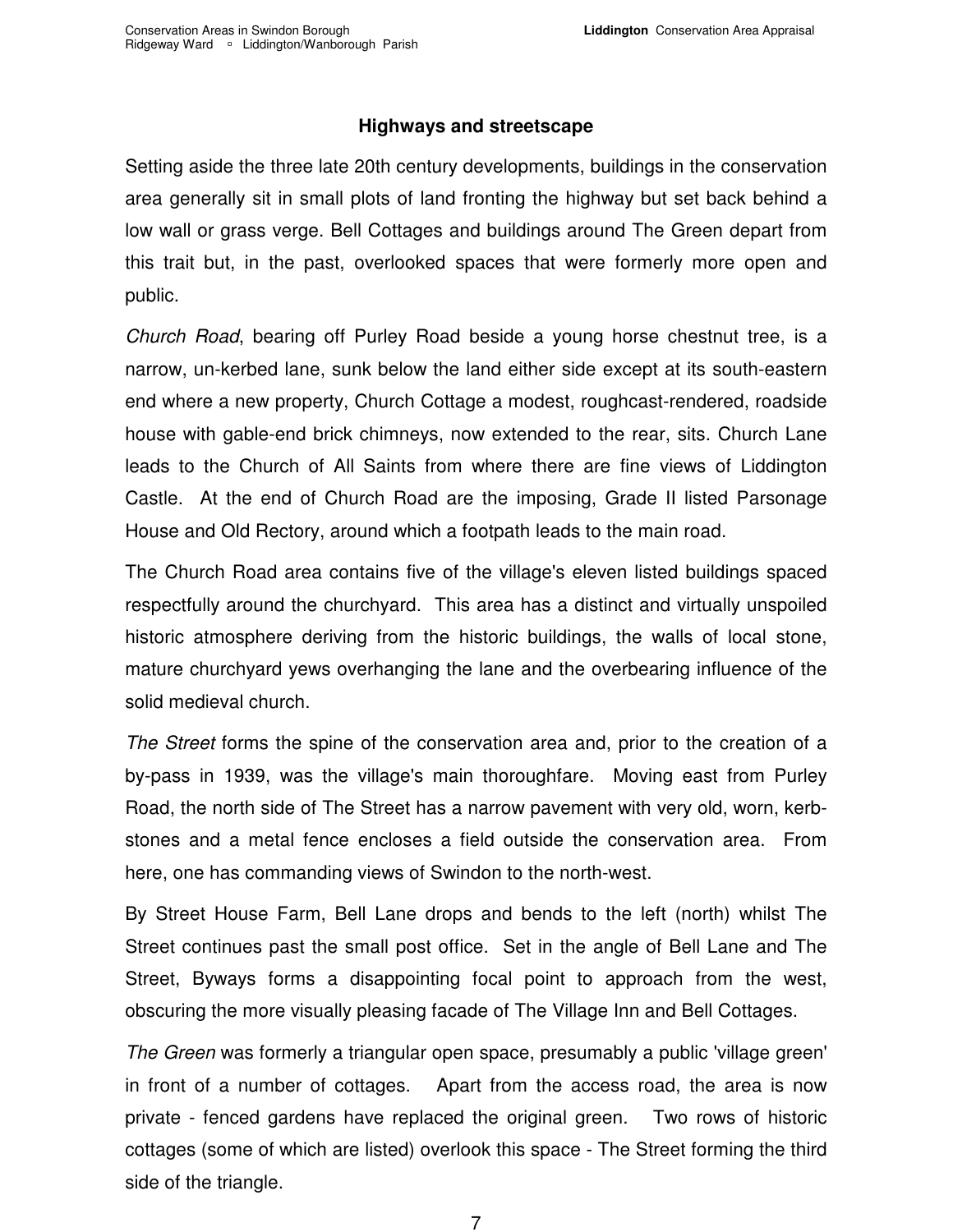## Highways and streetscape

Setting aside the three late 20th century developments, buildings in the conservation area generally sit in small plots of land fronting the highway but set back behind a low wall or grass verge. Bell Cottages and buildings around The Green depart from this trait but, in the past, overlooked spaces that were formerly more open and public.

*Church Road*, bearing off Purley Road beside a young horse chestnut tree, is a narrow, un-kerbed lane, sunk below the land either side except at its south-eastern end where a new property, Church Cottage a modest, roughcast-rendered, roadside house with gable-end brick chimneys, now extended to the rear, sits. Church Lane leads to the Church of All Saints from where there are fine views of Liddington Castle. At the end of Church Road are the imposing, Grade II listed Parsonage House and Old Rectory, around which a footpath leads to the main road.

The Church Road area contains five of the village's eleven listed buildings spaced respectfully around the churchyard. This area has a distinct and virtually unspoiled historic atmosphere deriving from the historic buildings, the walls of local stone, mature churchyard yews overhanging the lane and the overbearing influence of the solid medieval church.

*The Street* forms the spine of the conservation area and, prior to the creation of a by-pass in 1939, was the village's main thoroughfare. Moving east from Purley Road, the north side of The Street has a narrow pavement with very old, worn, kerb-stones and a metal fence encloses a field outside the conservation area. From here, one has commanding views of Swindon to the north-west.

By Street House Farm, Bell Lane drops and bends to the left (north) whilst The Street continues past the small post office. Set in the angle of Bell Lane and The Street, Byways forms a disappointing focal point to approach from the west, obscuring the more visually pleasing facade of The Village Inn and Bell Cottages.

*The Green* was formerly a triangular open space, presumably a public 'village green' in front of a number of cottages. Apart from the access road, the area is now private - fenced gardens have replaced the original green. Two rows of historic cottages (some of which are listed) overlook this space - The Street forming the third side of the triangle.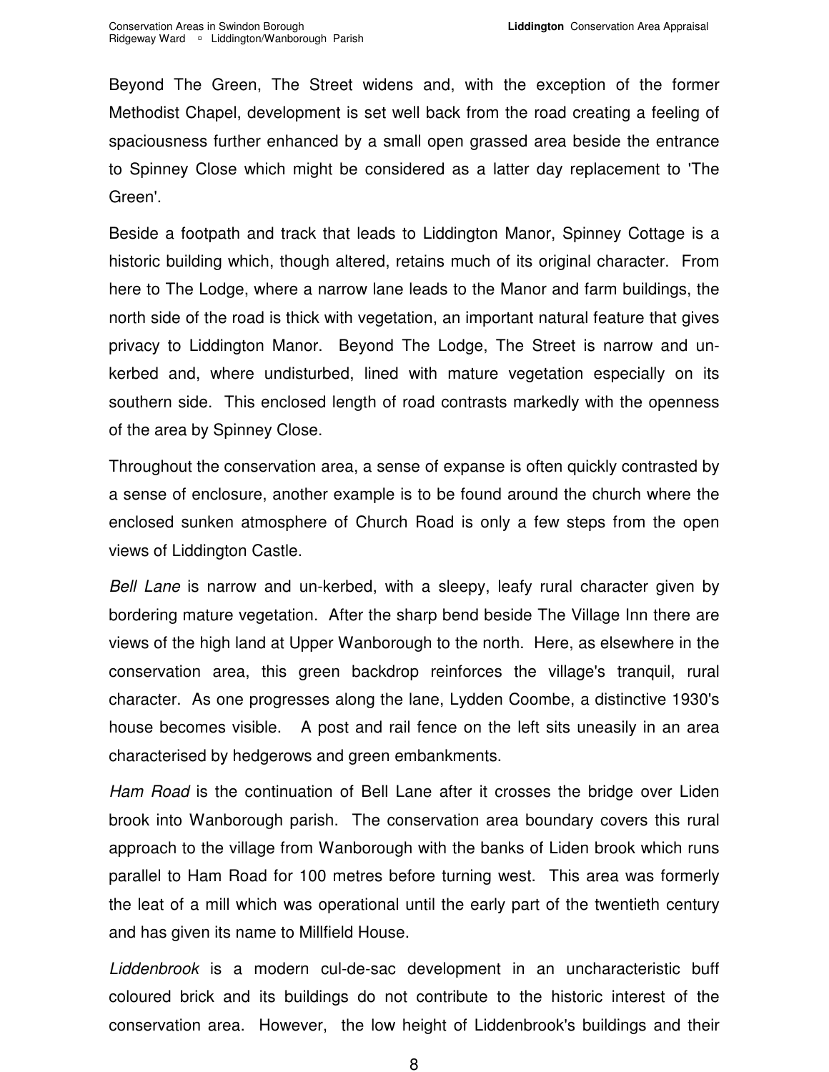Beyond The Green, The Street widens and, with the exception of the former Methodist Chapel, development is set well back from the road creating a feeling of spaciousness further enhanced by a small open grassed area beside the entrance to Spinney Close which might be considered as a latter day replacement to 'The Green'.

Beside a footpath and track that leads to Liddington Manor, Spinney Cottage is a historic building which, though altered, retains much of its original character. From here to The Lodge, where a narrow lane leads to the Manor and farm buildings, the north side of the road is thick with vegetation, an important natural feature that gives privacy to Liddington Manor. Beyond The Lodge, The Street is narrow and un-kerbed and, where undisturbed, lined with mature vegetation especially on its southern side. This enclosed length of road contrasts markedly with the openness of the area by Spinney Close.

Throughout the conservation area, a sense of expanse is often quickly contrasted by a sense of enclosure, another example is to be found around the church where the enclosed sunken atmosphere of Church Road is only a few steps from the open views of Liddington Castle.

*Bell Lane* is narrow and un-kerbed, with a sleepy, leafy rural character given by bordering mature vegetation. After the sharp bend beside The Village Inn there are views of the high land at Upper Wanborough to the north. Here, as elsewhere in the conservation area, this green backdrop reinforces the village's tranquil, rural character. As one progresses along the lane, Lydden Coombe, a distinctive 1930's house becomes visible. A post and rail fence on the left sits uneasily in an area characterised by hedgerows and green embankments.

*Ham Road* is the continuation of Bell Lane after it crosses the bridge over Liden brook into Wanborough parish. The conservation area boundary covers this rural approach to the village from Wanborough with the banks of Liden brook which runs parallel to Ham Road for 100 metres before turning west. This area was formerly the leat of a mill which was operational until the early part of the twentieth century and has given its name to Millfield House.

*Liddenbrook* is a modern cul-de-sac development in an uncharacteristic buff coloured brick and its buildings do not contribute to the historic interest of the conservation area. However, the low height of Liddenbrook's buildings and their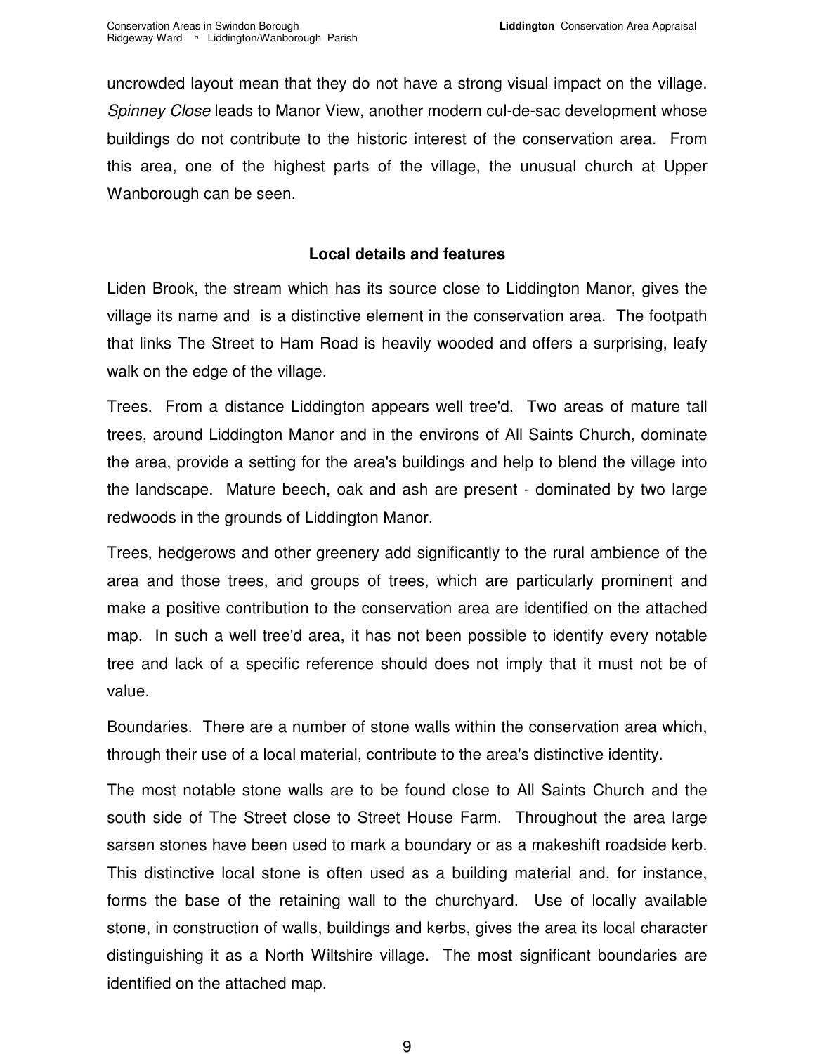uncrowded layout mean that they do not have a strong visual impact on the village. *Spinney Close* leads to Manor View, another modern cul-de-sac development whose buildings do not contribute to the historic interest of the conservation area. From this area, one of the highest parts of the village, the unusual church at Upper Wanborough can be seen.

**Local details and features**

Liden Brook, the stream which has its source close to Liddington Manor, gives the village its name and is a distinctive element in the conservation area. The footpath that links The Street to Ham Road is heavily wooded and offers a surprising, leafy walk on the edge of the village.

Trees. From a distance Liddington appears well tree'd. Two areas of mature tall trees, around Liddington Manor and in the environs of All Saints Church, dominate the area, provide a setting for the area's buildings and help to blend the village into the landscape. Mature beech, oak and ash are present - dominated by two large redwoods in the grounds of Liddington Manor.

Trees, hedgerows and other greenery add significantly to the rural ambience of the area and those trees, and groups of trees, which are particularly prominent and make a positive contribution to the conservation area are identified on the attached map. In such a well tree'd area, it has not been possible to identify every notable tree and lack of a specific reference should does not imply that it must not be of value.

Boundaries. There are a number of stone walls within the conservation area which, through their use of a local material, contribute to the area's distinctive identity.

The most notable stone walls are to be found close to All Saints Church and the south side of The Street close to Street House Farm. Throughout the area large sarsen stones have been used to mark a boundary or as a makeshift roadside kerb. This distinctive local stone is often used as a building material and, for instance, forms the base of the retaining wall to the churchyard. Use of locally available stone, in construction of walls, buildings and kerbs, gives the area its local character distinguishing it as a North Wiltshire village. The most significant boundaries are identified on the attached map.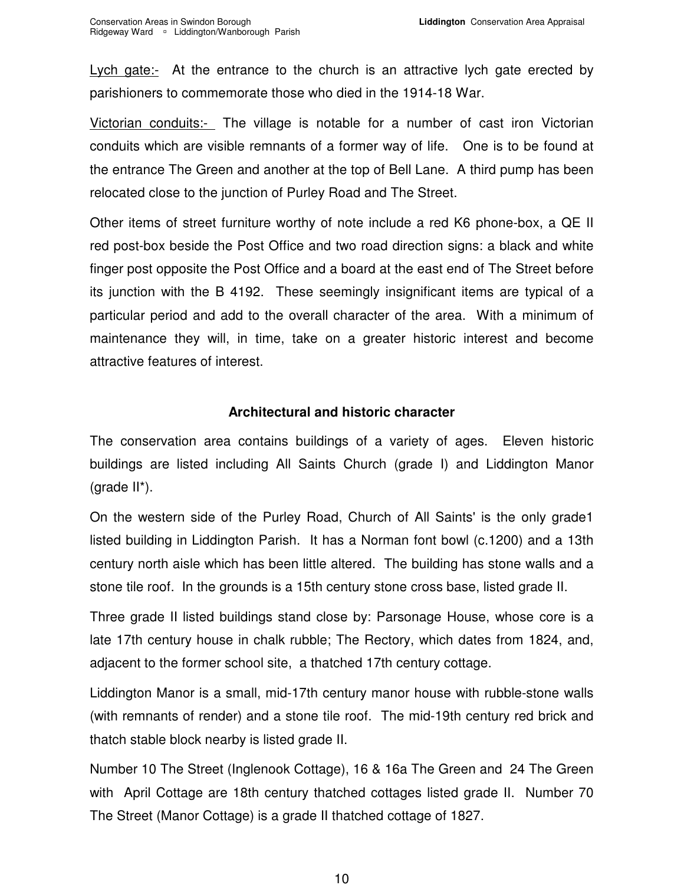<u>Lych gate:-</u> At the entrance to the church is an attractive lych gate erected by parishioners to commemorate those who died in the 1914-18 War.

<u>Victorian conduits:-</u> The village is notable for a number of cast iron Victorian conduits which are visible remnants of a former way of life. One is to be found at the entrance The Green and another at the top of Bell Lane. A third pump has been relocated close to the junction of Purley Road and The Street.

Other items of street furniture worthy of note include a red K6 phone-box, a QE II red post-box beside the Post Office and two road direction signs: a black and white finger post opposite the Post Office and a board at the east end of The Street before its junction with the B 4192. These seemingly insignificant items are typical of a particular period and add to the overall character of the area. With a minimum of maintenance they will, in time, take on a greater historic interest and become attractive features of interest.

## Architectural and historic character

The conservation area contains buildings of a variety of ages. Eleven historic buildings are listed including All Saints Church (grade I) and Liddington Manor (grade II*).

On the western side of the Purley Road, Church of All Saints' is the only grade1 listed building in Liddington Parish. It has a Norman font bowl (c.1200) and a 13th century north aisle which has been little altered. The building has stone walls and a stone tile roof. In the grounds is a 15th century stone cross base, listed grade II.

Three grade II listed buildings stand close by: Parsonage House, whose core is a late 17th century house in chalk rubble; The Rectory, which dates from 1824, and, adjacent to the former school site, a thatched 17th century cottage.

Liddington Manor is a small, mid-17th century manor house with rubble-stone walls (with remnants of render) and a stone tile roof. The mid-19th century red brick and thatch stable block nearby is listed grade II.

Number 10 The Street (Inglenook Cottage), 16 & 16a The Green and 24 The Green with April Cottage are 18th century thatched cottages listed grade II. Number 70 The Street (Manor Cottage) is a grade II thatched cottage of 1827.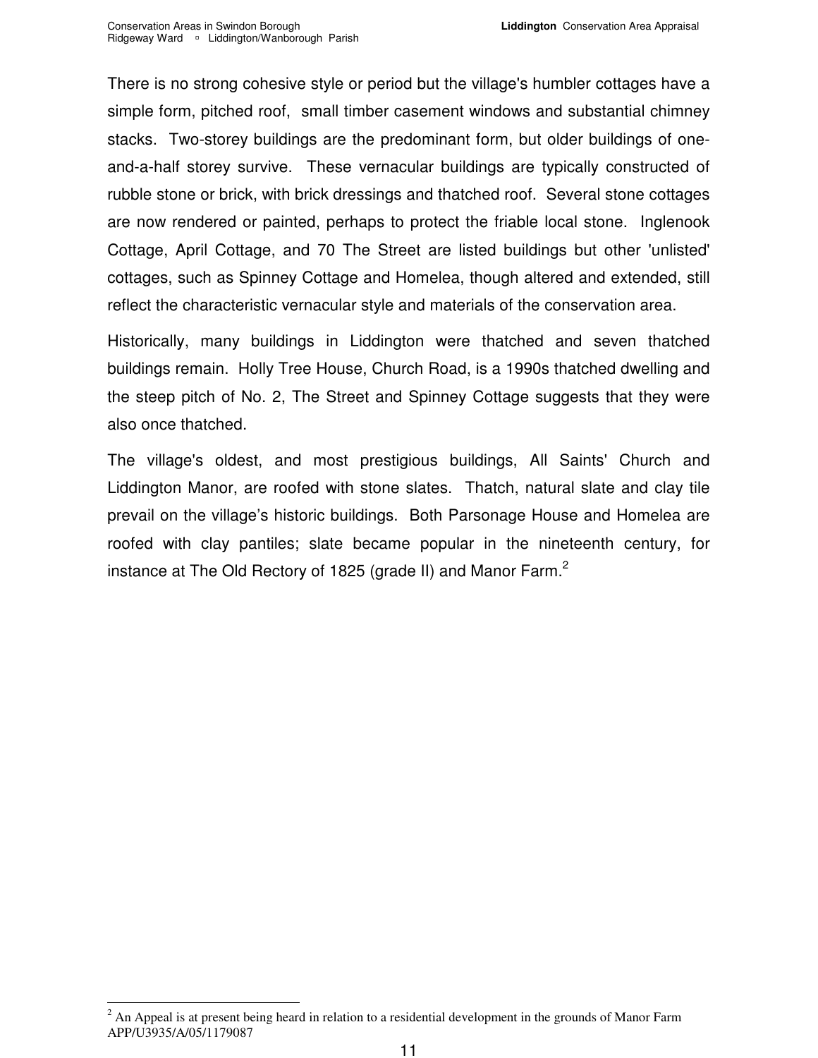There is no strong cohesive style or period but the village's humbler cottages have a simple form, pitched roof, small timber casement windows and substantial chimney stacks. Two-storey buildings are the predominant form, but older buildings of one-and-a-half storey survive. These vernacular buildings are typically constructed of rubble stone or brick, with brick dressings and thatched roof. Several stone cottages are now rendered or painted, perhaps to protect the friable local stone. Inglenook Cottage, April Cottage, and 70 The Street are listed buildings but other 'unlisted' cottages, such as Spinney Cottage and Homelea, though altered and extended, still reflect the characteristic vernacular style and materials of the conservation area.

Historically, many buildings in Liddington were thatched and seven thatched buildings remain. Holly Tree House, Church Road, is a 1990s thatched dwelling and the steep pitch of No. 2, The Street and Spinney Cottage suggests that they were also once thatched.

The village's oldest, and most prestigious buildings, All Saints' Church and Liddington Manor, are roofed with stone slates. Thatch, natural slate and clay tile prevail on the village's historic buildings. Both Parsonage House and Homelea are roofed with clay pantiles; slate became popular in the nineteenth century, for instance at The Old Rectory of 1825 (grade II) and Manor Farm.[2]

---

[2] An Appeal is at present being heard in relation to a residential development in the grounds of Manor Farm APP/U3935/A/05/1179087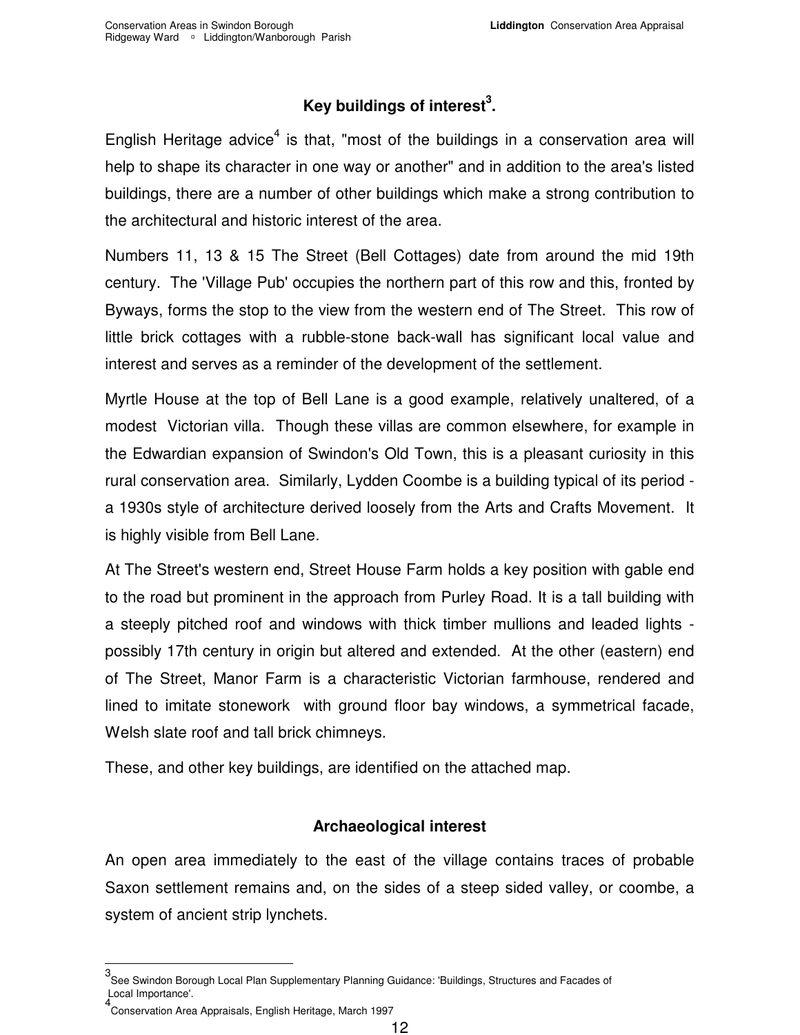## Key buildings of interest[3].

English Heritage advice[4] is that, "most of the buildings in a conservation area will help to shape its character in one way or another" and in addition to the area's listed buildings, there are a number of other buildings which make a strong contribution to the architectural and historic interest of the area.

Numbers 11, 13 & 15 The Street (Bell Cottages) date from around the mid 19th century. The 'Village Pub' occupies the northern part of this row and this, fronted by Byways, forms the stop to the view from the western end of The Street. This row of little brick cottages with a rubble-stone back-wall has significant local value and interest and serves as a reminder of the development of the settlement.

Myrtle House at the top of Bell Lane is a good example, relatively unaltered, of a modest Victorian villa. Though these villas are common elsewhere, for example in the Edwardian expansion of Swindon's Old Town, this is a pleasant curiosity in this rural conservation area. Similarly, Lydden Coombe is a building typical of its period - a 1930s style of architecture derived loosely from the Arts and Crafts Movement. It is highly visible from Bell Lane.

At The Street's western end, Street House Farm holds a key position with gable end to the road but prominent in the approach from Purley Road. It is a tall building with a steeply pitched roof and windows with thick timber mullions and leaded lights - possibly 17th century in origin but altered and extended. At the other (eastern) end of The Street, Manor Farm is a characteristic Victorian farmhouse, rendered and lined to imitate stonework with ground floor bay windows, a symmetrical facade, Welsh slate roof and tall brick chimneys.

These, and other key buildings, are identified on the attached map.

## Archaeological interest

An open area immediately to the east of the village contains traces of probable Saxon settlement remains and, on the sides of a steep sided valley, or coombe, a system of ancient strip lynchets.

---

[3] See Swindon Borough Local Plan Supplementary Planning Guidance: 'Buildings, Structures and Facades of Local Importance'.

[4] Conservation Area Appraisals, English Heritage, March 1997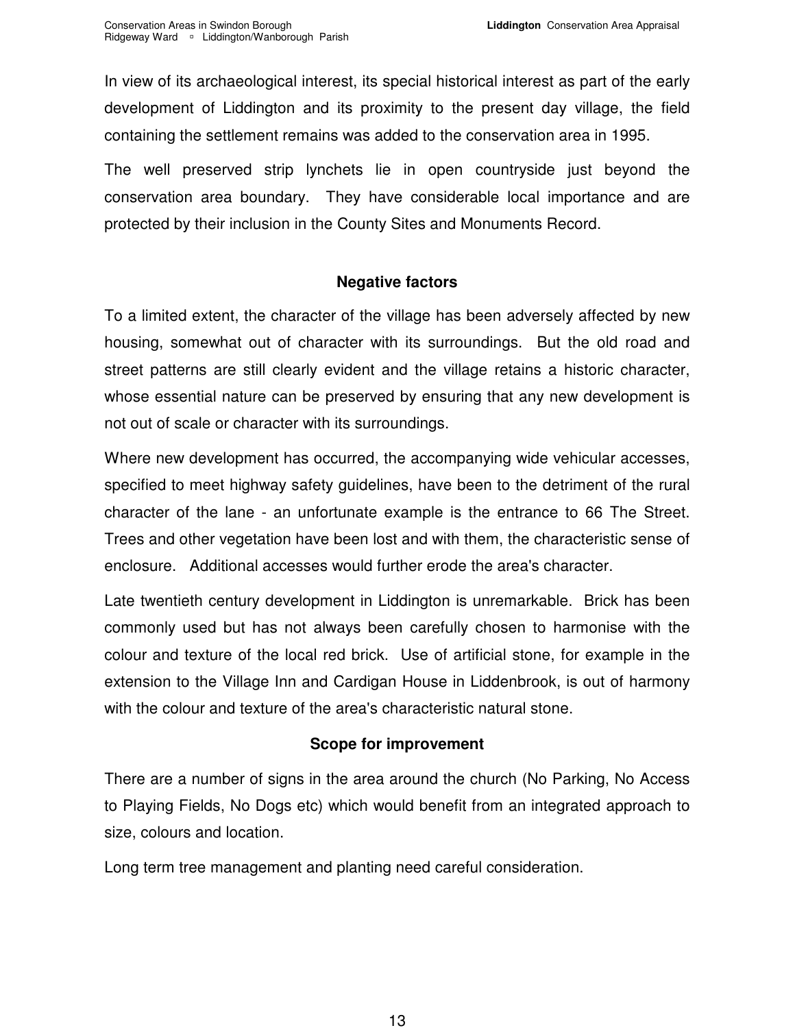In view of its archaeological interest, its special historical interest as part of the early development of Liddington and its proximity to the present day village, the field containing the settlement remains was added to the conservation area in 1995.

The well preserved strip lynchets lie in open countryside just beyond the conservation area boundary. They have considerable local importance and are protected by their inclusion in the County Sites and Monuments Record.

## Negative factors

To a limited extent, the character of the village has been adversely affected by new housing, somewhat out of character with its surroundings. But the old road and street patterns are still clearly evident and the village retains a historic character, whose essential nature can be preserved by ensuring that any new development is not out of scale or character with its surroundings.

Where new development has occurred, the accompanying wide vehicular accesses, specified to meet highway safety guidelines, have been to the detriment of the rural character of the lane - an unfortunate example is the entrance to 66 The Street. Trees and other vegetation have been lost and with them, the characteristic sense of enclosure. Additional accesses would further erode the area's character.

Late twentieth century development in Liddington is unremarkable. Brick has been commonly used but has not always been carefully chosen to harmonise with the colour and texture of the local red brick. Use of artificial stone, for example in the extension to the Village Inn and Cardigan House in Liddenbrook, is out of harmony with the colour and texture of the area's characteristic natural stone.

## Scope for improvement

There are a number of signs in the area around the church (No Parking, No Access to Playing Fields, No Dogs etc) which would benefit from an integrated approach to size, colours and location.

Long term tree management and planting need careful consideration.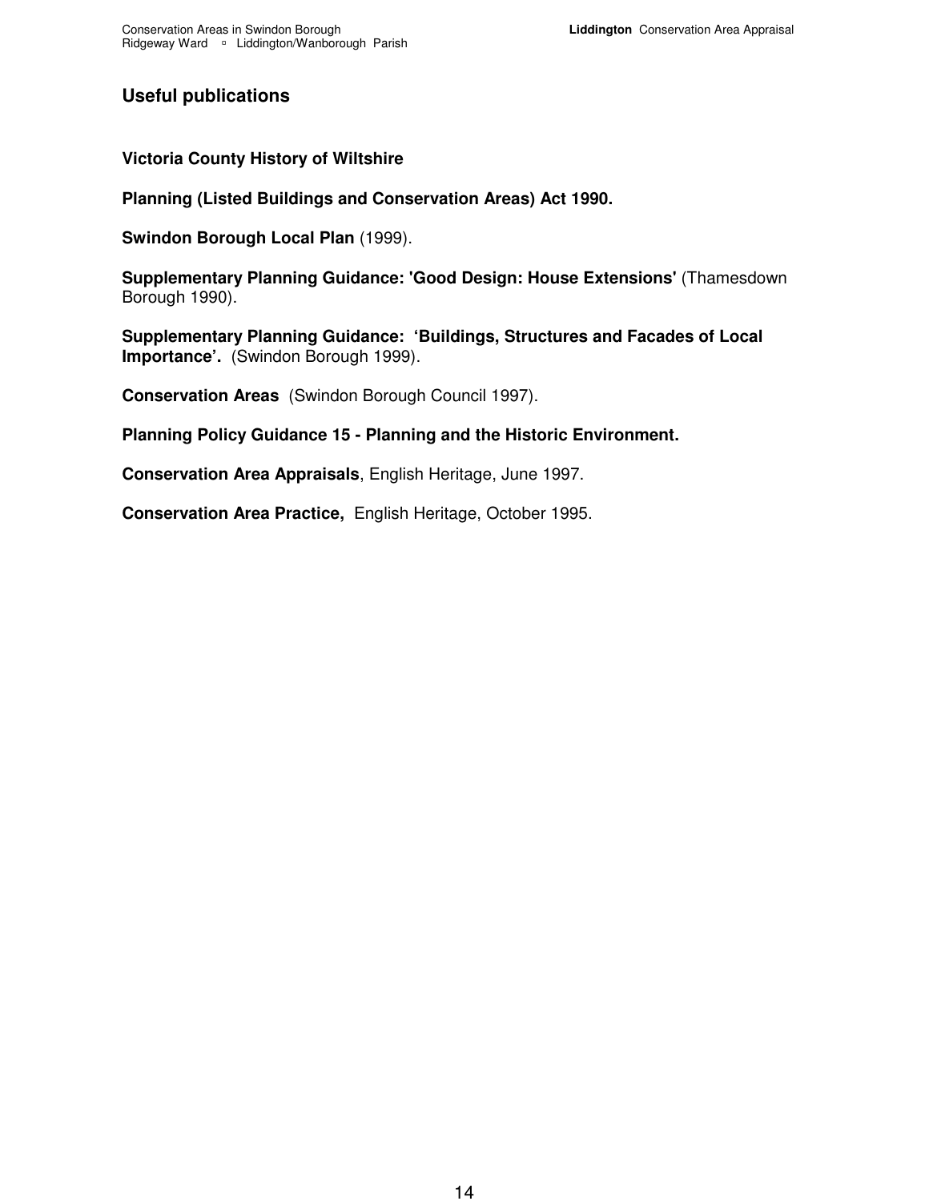## Useful publications

**Victoria County History of Wiltshire**

**Planning (Listed Buildings and Conservation Areas) Act 1990.**

**Swindon Borough Local Plan** (1999).

**Supplementary Planning Guidance: 'Good Design: House Extensions'** (Thamesdown Borough 1990).

**Supplementary Planning Guidance: 'Buildings, Structures and Facades of Local Importance'.** (Swindon Borough 1999).

**Conservation Areas** (Swindon Borough Council 1997).

**Planning Policy Guidance 15 - Planning and the Historic Environment.**

**Conservation Area Appraisals**, English Heritage, June 1997.

**Conservation Area Practice,** English Heritage, October 1995.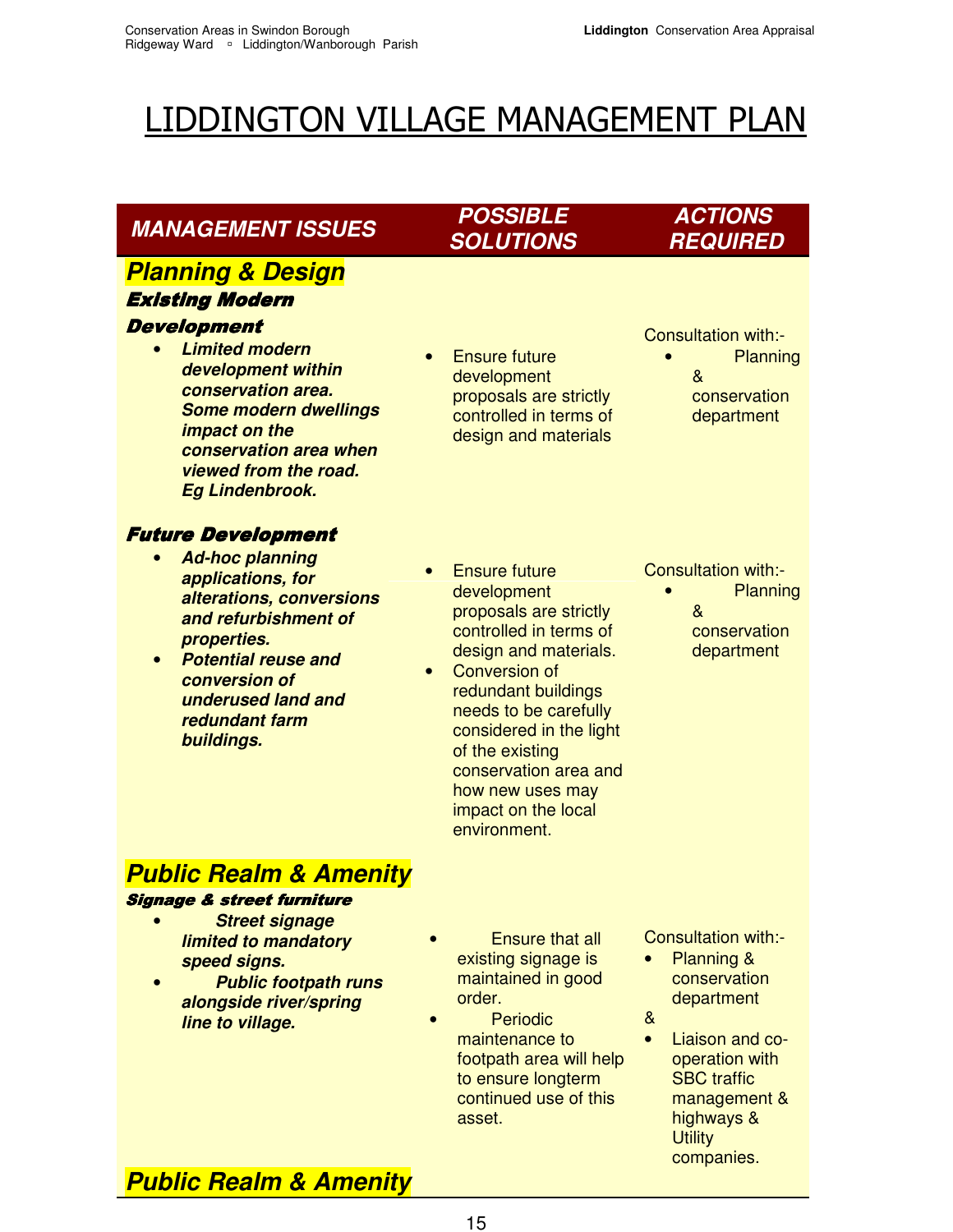# LIDDINGTON VILLAGE MANAGEMENT PLAN

| MANAGEMENT ISSUES | POSSIBLE SOLUTIONS | ACTIONS REQUIRED |
|---|---|---|
| **Planning & Design** | | |
| ***Existing Modern Development***<br>• ***Limited modern development within conservation area. Some modern dwellings impact on the conservation area when viewed from the road. Eg Lindenbrook.*** | • Ensure future development proposals are strictly controlled in terms of design and materials | Consultation with:-<br>• Planning & conservation department |
| ***Future Development***<br>• ***Ad-hoc planning applications, for alterations, conversions and refurbishment of properties.***<br>• ***Potential reuse and conversion of underused land and redundant farm buildings.*** | • Ensure future development proposals are strictly controlled in terms of design and materials.<br>• Conversion of redundant buildings needs to be carefully considered in the light of the existing conservation area and how new uses may impact on the local environment. | Consultation with:-<br>• Planning & conservation department |
| **Public Realm & Amenity** | | |
| ***Signage & street furniture***<br>• ***Street signage limited to mandatory speed signs.***<br>• ***Public footpath runs alongside river/spring line to village.*** | • Ensure that all existing signage is maintained in good order.<br>• Periodic maintenance to footpath area will help to ensure longterm continued use of this asset. | Consultation with:-<br>• Planning & conservation department<br>&<br>• Liaison and co-operation with SBC traffic management & highways & Utility companies. |
| **Public Realm & Amenity** | | |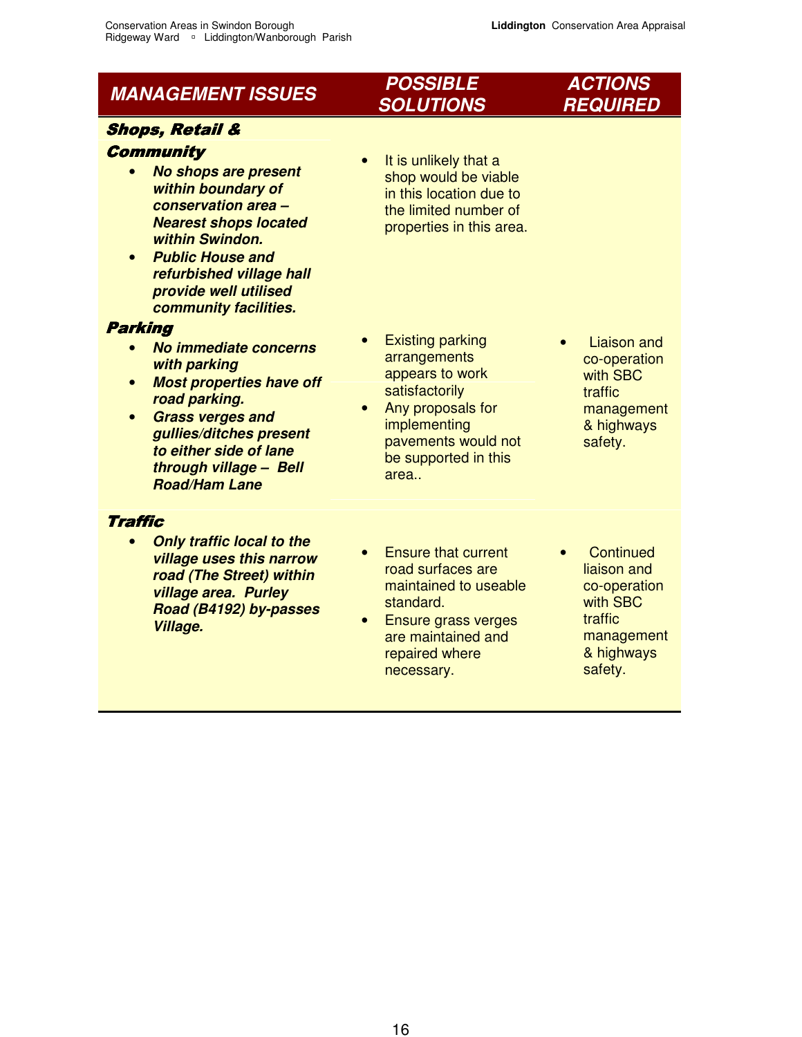| MANAGEMENT ISSUES | POSSIBLE SOLUTIONS | ACTIONS REQUIRED |
|---|---|---|
| ***Shops, Retail & Community*** <br> • ***No shops are present within boundary of conservation area – Nearest shops located within Swindon.*** <br> • ***Public House and refurbished village hall provide well utilised community facilities.*** | • It is unlikely that a shop would be viable in this location due to the limited number of properties in this area. | |
| ***Parking*** <br> • ***No immediate concerns with parking*** <br> • ***Most properties have off road parking.*** <br> • ***Grass verges and gullies/ditches present to either side of lane through village – Bell Road/Ham Lane*** | • Existing parking arrangements appears to work satisfactorily <br> • Any proposals for implementing pavements would not be supported in this area.. | • Liaison and co-operation with SBC traffic management & highways safety. |
| ***Traffic*** <br> • ***Only traffic local to the village uses this narrow road (The Street) within village area. Purley Road (B4192) by-passes Village.*** | • Ensure that current road surfaces are maintained to useable standard. <br> • Ensure grass verges are maintained and repaired where necessary. | • Continued liaison and co-operation with SBC traffic management & highways safety. |